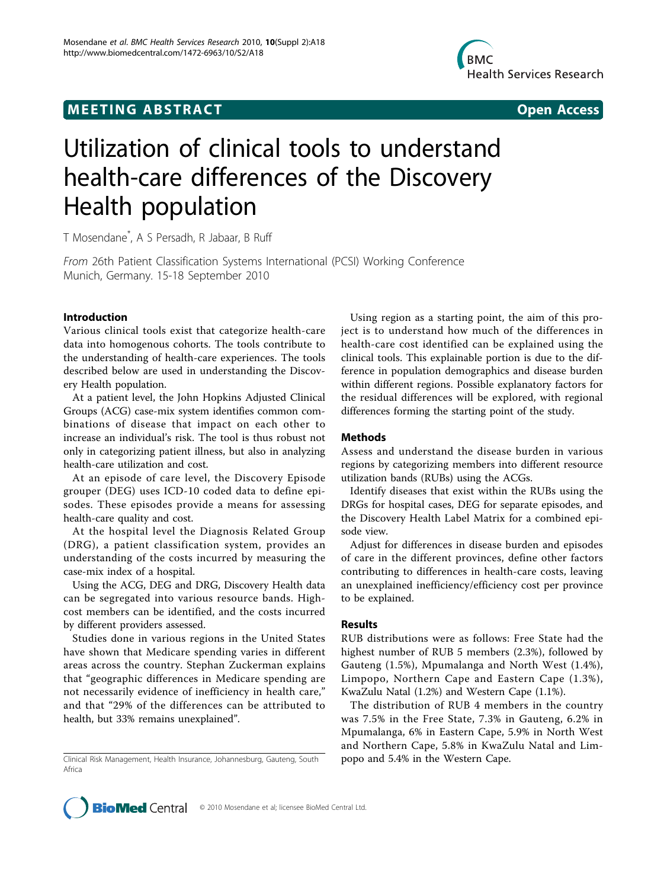MEETING ABSTRACT Open Access

# Utilization of clinical tools to understand health-care differences of the Discovery Health population

T Mosendane[*], A S Persadh, R Jabaar, B Ruff

*From* 26th Patient Classification Systems International (PCSI) Working Conference
Munich, Germany. 15-18 September 2010

## Introduction

Various clinical tools exist that categorize health-care data into homogenous cohorts. The tools contribute to the understanding of health-care experiences. The tools described below are used in understanding the Discovery Health population.

At a patient level, the John Hopkins Adjusted Clinical Groups (ACG) case-mix system identifies common combinations of disease that impact on each other to increase an individual's risk. The tool is thus robust not only in categorizing patient illness, but also in analyzing health-care utilization and cost.

At an episode of care level, the Discovery Episode grouper (DEG) uses ICD-10 coded data to define episodes. These episodes provide a means for assessing health-care quality and cost.

At the hospital level the Diagnosis Related Group (DRG), a patient classification system, provides an understanding of the costs incurred by measuring the case-mix index of a hospital.

Using the ACG, DEG and DRG, Discovery Health data can be segregated into various resource bands. High-cost members can be identified, and the costs incurred by different providers assessed.

Studies done in various regions in the United States have shown that Medicare spending varies in different areas across the country. Stephan Zuckerman explains that "geographic differences in Medicare spending are not necessarily evidence of inefficiency in health care," and that "29% of the differences can be attributed to health, but 33% remains unexplained".

Using region as a starting point, the aim of this project is to understand how much of the differences in health-care cost identified can be explained using the clinical tools. This explainable portion is due to the difference in population demographics and disease burden within different regions. Possible explanatory factors for the residual differences will be explored, with regional differences forming the starting point of the study.

## Methods

Assess and understand the disease burden in various regions by categorizing members into different resource utilization bands (RUBs) using the ACGs.

Identify diseases that exist within the RUBs using the DRGs for hospital cases, DEG for separate episodes, and the Discovery Health Label Matrix for a combined episode view.

Adjust for differences in disease burden and episodes of care in the different provinces, define other factors contributing to differences in health-care costs, leaving an unexplained inefficiency/efficiency cost per province to be explained.

## Results

RUB distributions were as follows: Free State had the highest number of RUB 5 members (2.3%), followed by Gauteng (1.5%), Mpumalanga and North West (1.4%), Limpopo, Northern Cape and Eastern Cape (1.3%), KwaZulu Natal (1.2%) and Western Cape (1.1%).

The distribution of RUB 4 members in the country was 7.5% in the Free State, 7.3% in Gauteng, 6.2% in Mpumalanga, 6% in Eastern Cape, 5.9% in North West and Northern Cape, 5.8% in KwaZulu Natal and Limpopo and 5.4% in the Western Cape.

Clinical Risk Management, Health Insurance, Johannesburg, Gauteng, South Africa

© 2010 Mosendane et al; licensee BioMed Central Ltd.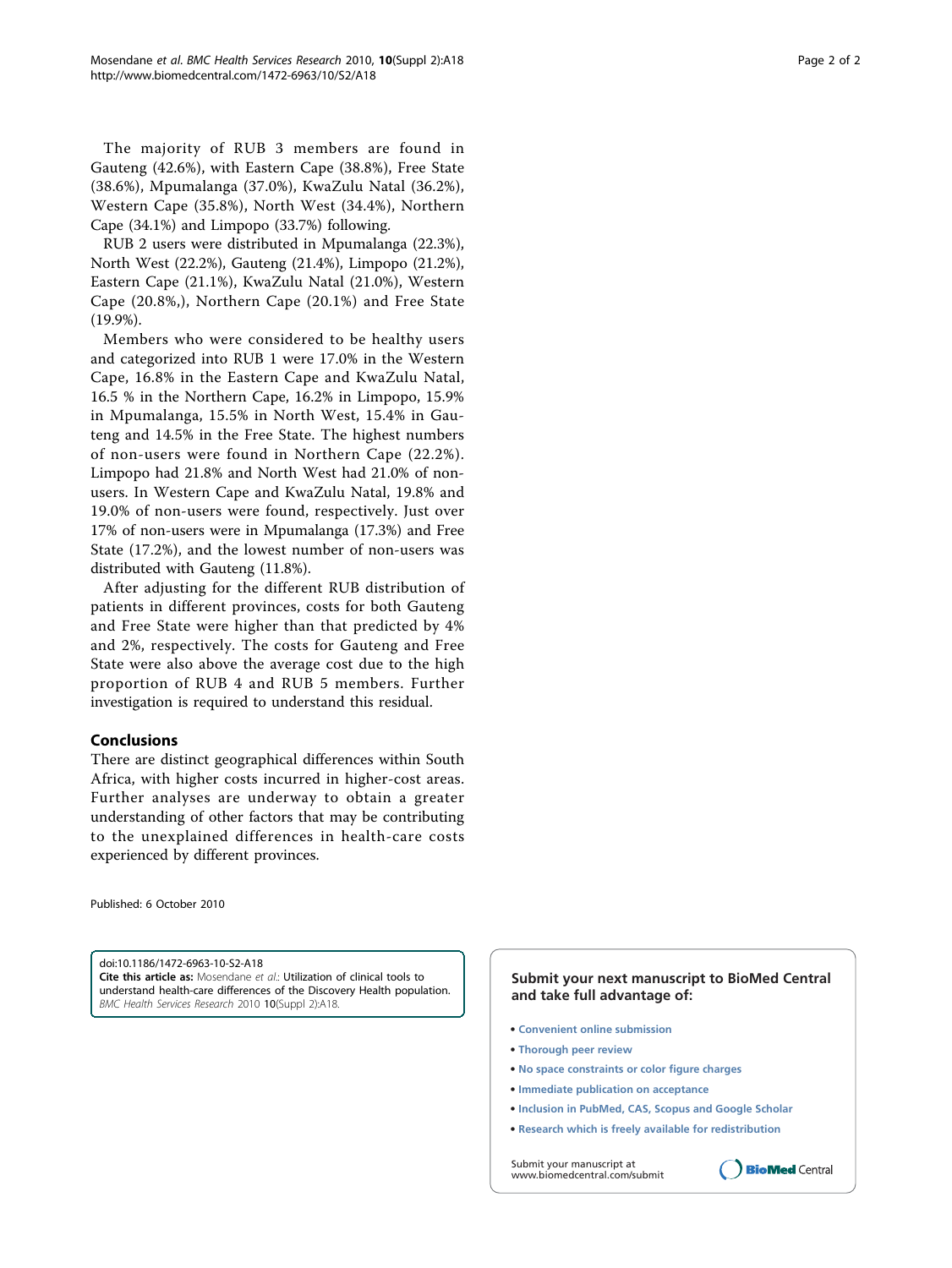The majority of RUB 3 members are found in Gauteng (42.6%), with Eastern Cape (38.8%), Free State (38.6%), Mpumalanga (37.0%), KwaZulu Natal (36.2%), Western Cape (35.8%), North West (34.4%), Northern Cape (34.1%) and Limpopo (33.7%) following.

RUB 2 users were distributed in Mpumalanga (22.3%), North West (22.2%), Gauteng (21.4%), Limpopo (21.2%), Eastern Cape (21.1%), KwaZulu Natal (21.0%), Western Cape (20.8%,), Northern Cape (20.1%) and Free State (19.9%).

Members who were considered to be healthy users and categorized into RUB 1 were 17.0% in the Western Cape, 16.8% in the Eastern Cape and KwaZulu Natal, 16.5 % in the Northern Cape, 16.2% in Limpopo, 15.9% in Mpumalanga, 15.5% in North West, 15.4% in Gauteng and 14.5% in the Free State. The highest numbers of non-users were found in Northern Cape (22.2%). Limpopo had 21.8% and North West had 21.0% of non-users. In Western Cape and KwaZulu Natal, 19.8% and 19.0% of non-users were found, respectively. Just over 17% of non-users were in Mpumalanga (17.3%) and Free State (17.2%), and the lowest number of non-users was distributed with Gauteng (11.8%).

After adjusting for the different RUB distribution of patients in different provinces, costs for both Gauteng and Free State were higher than that predicted by 4% and 2%, respectively. The costs for Gauteng and Free State were also above the average cost due to the high proportion of RUB 4 and RUB 5 members. Further investigation is required to understand this residual.

## Conclusions

There are distinct geographical differences within South Africa, with higher costs incurred in higher-cost areas. Further analyses are underway to obtain a greater understanding of other factors that may be contributing to the unexplained differences in health-care costs experienced by different provinces.

Published: 6 October 2010

doi:10.1186/1472-6963-10-S2-A18

**Cite this article as:** Mosendane *et al.*: Utilization of clinical tools to understand health-care differences of the Discovery Health population. *BMC Health Services Research* 2010 **10**(Suppl 2):A18.

**Submit your next manuscript to BioMed Central and take full advantage of:**

- Convenient online submission
- Thorough peer review
- No space constraints or color figure charges
- Immediate publication on acceptance
- Inclusion in PubMed, CAS, Scopus and Google Scholar
- Research which is freely available for redistribution

Submit your manuscript at www.biomedcentral.com/submit

BioMed Central